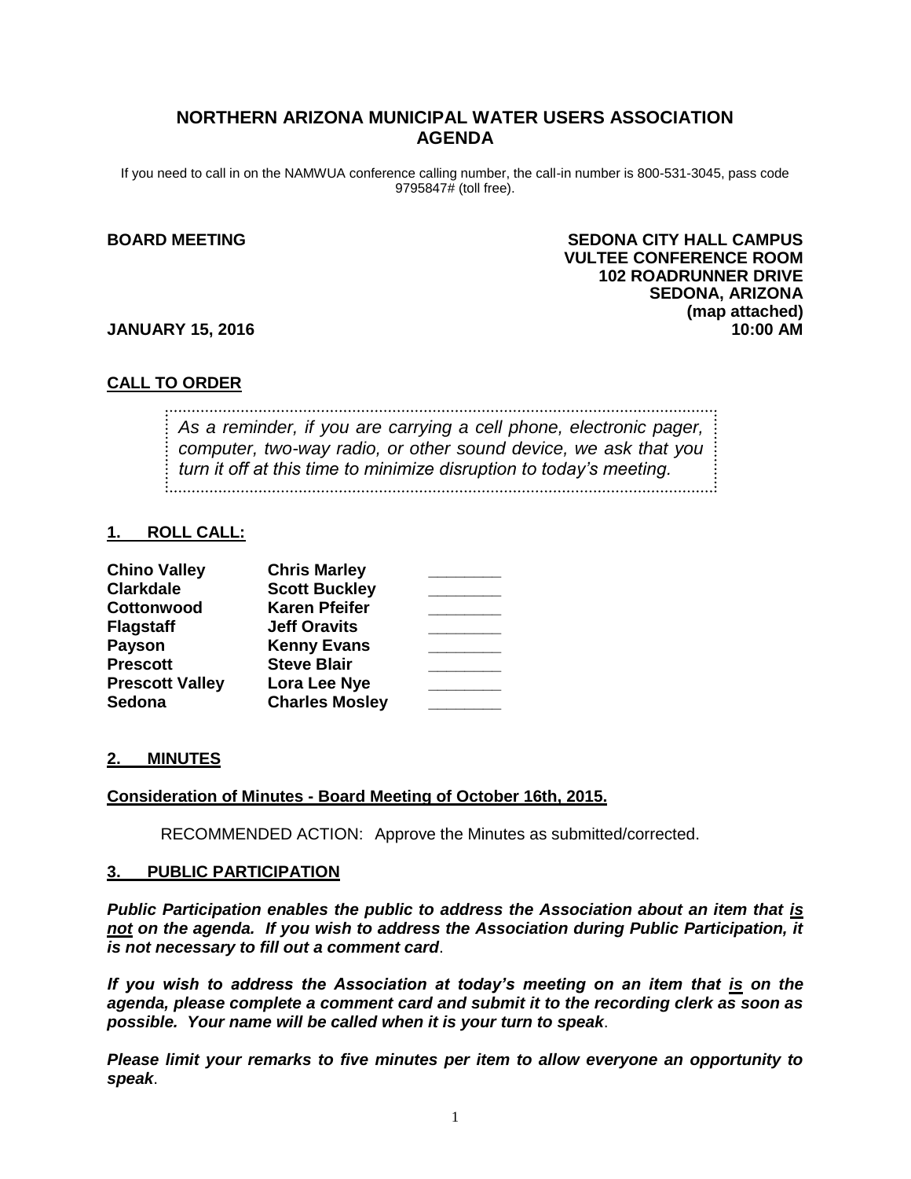# NORTHERN ARIZONA MUNICIPAL WATER USERS ASSOCIATION AGENDA

If you need to call in on the NAMWUA conference calling number, the call-in number is 800-531-3045, pass code 9795847# (toll free).

**BOARD MEETING**

**SEDONA CITY HALL CAMPUS**
**VULTEE CONFERENCE ROOM**
**102 ROADRUNNER DRIVE**
**SEDONA, ARIZONA**
**(map attached)**

**JANUARY 15, 2016** **10:00 AM**

## CALL TO ORDER

*As a reminder, if you are carrying a cell phone, electronic pager, computer, two-way radio, or other sound device, we ask that you turn it off at this time to minimize disruption to today's meeting.*

## 1. ROLL CALL:

| | | |
|---|---|---|
| **Chino Valley** | **Chris Marley** | ________ |
| **Clarkdale** | **Scott Buckley** | ________ |
| **Cottonwood** | **Karen Pfeifer** | ________ |
| **Flagstaff** | **Jeff Oravits** | ________ |
| **Payson** | **Kenny Evans** | ________ |
| **Prescott** | **Steve Blair** | ________ |
| **Prescott Valley** | **Lora Lee Nye** | ________ |
| **Sedona** | **Charles Mosley** | ________ |

## 2. MINUTES

**Consideration of Minutes - Board Meeting of October 16th, 2015.**

RECOMMENDED ACTION: Approve the Minutes as submitted/corrected.

## 3. PUBLIC PARTICIPATION

***Public Participation enables the public to address the Association about an item that is not on the agenda. If you wish to address the Association during Public Participation, it is not necessary to fill out a comment card*.**

***If you wish to address the Association at today's meeting on an item that is on the agenda, please complete a comment card and submit it to the recording clerk as soon as possible. Your name will be called when it is your turn to speak*.**

***Please limit your remarks to five minutes per item to allow everyone an opportunity to speak*.**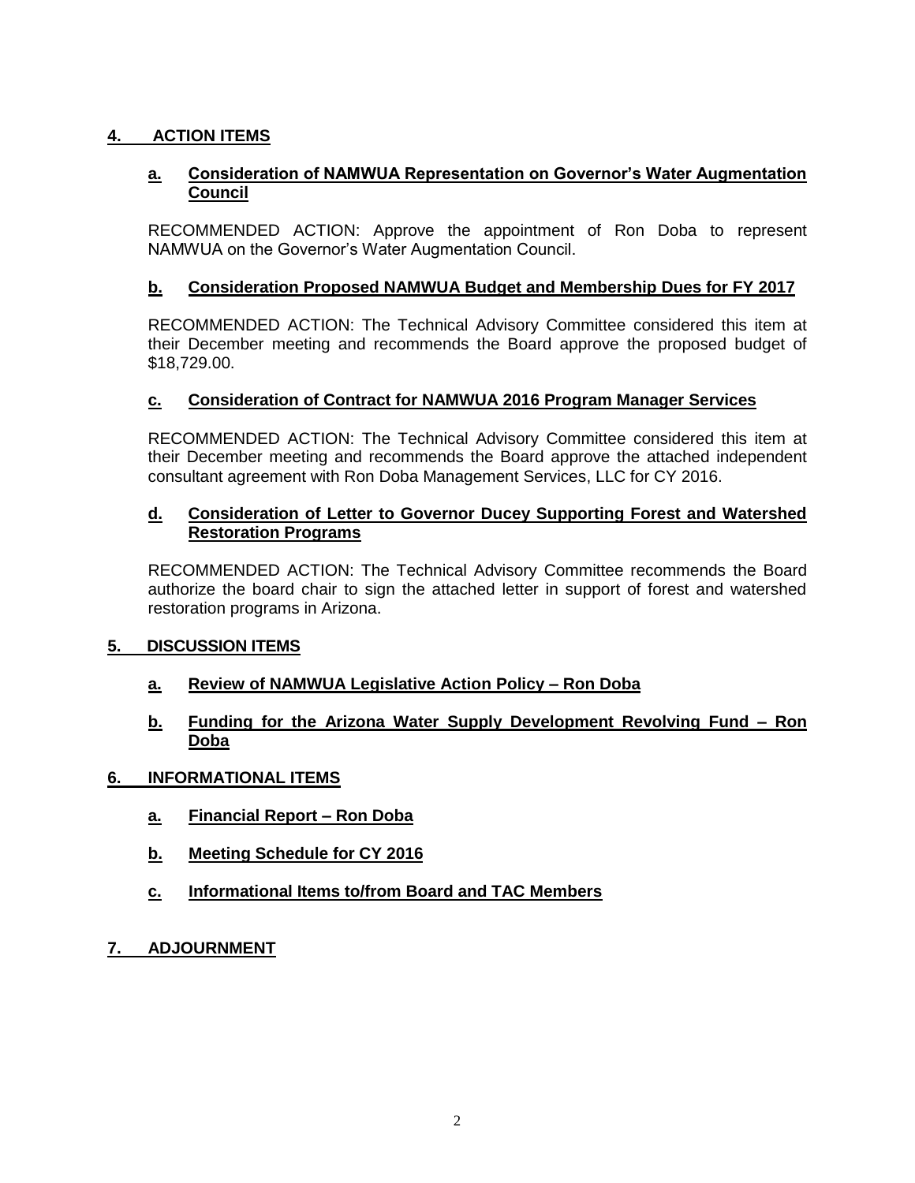## 4. ACTION ITEMS

### a. Consideration of NAMWUA Representation on Governor's Water Augmentation Council

RECOMMENDED ACTION: Approve the appointment of Ron Doba to represent NAMWUA on the Governor's Water Augmentation Council.

### b. Consideration Proposed NAMWUA Budget and Membership Dues for FY 2017

RECOMMENDED ACTION: The Technical Advisory Committee considered this item at their December meeting and recommends the Board approve the proposed budget of $18,729.00.

### c. Consideration of Contract for NAMWUA 2016 Program Manager Services

RECOMMENDED ACTION: The Technical Advisory Committee considered this item at their December meeting and recommends the Board approve the attached independent consultant agreement with Ron Doba Management Services, LLC for CY 2016.

### d. Consideration of Letter to Governor Ducey Supporting Forest and Watershed Restoration Programs

RECOMMENDED ACTION: The Technical Advisory Committee recommends the Board authorize the board chair to sign the attached letter in support of forest and watershed restoration programs in Arizona.

## 5. DISCUSSION ITEMS

### a. Review of NAMWUA Legislative Action Policy – Ron Doba

### b. Funding for the Arizona Water Supply Development Revolving Fund – Ron Doba

## 6. INFORMATIONAL ITEMS

### a. Financial Report – Ron Doba

### b. Meeting Schedule for CY 2016

### c. Informational Items to/from Board and TAC Members

## 7. ADJOURNMENT